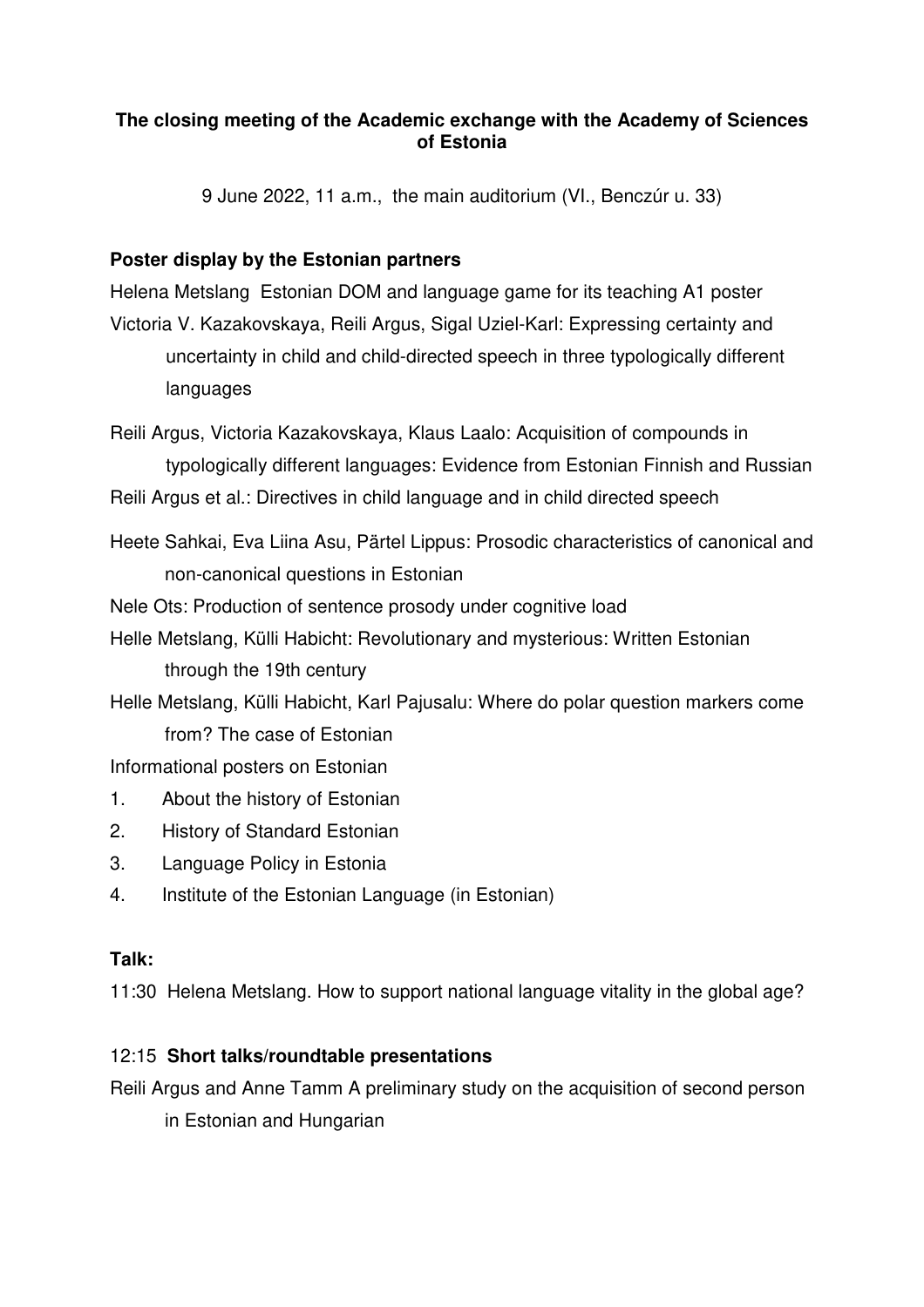**The closing meeting of the Academic exchange with the Academy of Sciences of Estonia**

9 June 2022, 11 a.m., the main auditorium (VI., Benczúr u. 33)

**Poster display by the Estonian partners**

Helena Metslang Estonian DOM and language game for its teaching A1 poster

Victoria V. Kazakovskaya, Reili Argus, Sigal Uziel-Karl: Expressing certainty and uncertainty in child and child-directed speech in three typologically different languages

Reili Argus, Victoria Kazakovskaya, Klaus Laalo: Acquisition of compounds in typologically different languages: Evidence from Estonian Finnish and Russian

Reili Argus et al.: Directives in child language and in child directed speech

Heete Sahkai, Eva Liina Asu, Pärtel Lippus: Prosodic characteristics of canonical and non-canonical questions in Estonian

Nele Ots: Production of sentence prosody under cognitive load

Helle Metslang, Külli Habicht: Revolutionary and mysterious: Written Estonian through the 19th century

Helle Metslang, Külli Habicht, Karl Pajusalu: Where do polar question markers come from? The case of Estonian

Informational posters on Estonian

1. About the history of Estonian
2. History of Standard Estonian
3. Language Policy in Estonia
4. Institute of the Estonian Language (in Estonian)

**Talk:**

11:30 Helena Metslang. How to support national language vitality in the global age?

12:15 **Short talks/roundtable presentations**

Reili Argus and Anne Tamm A preliminary study on the acquisition of second person in Estonian and Hungarian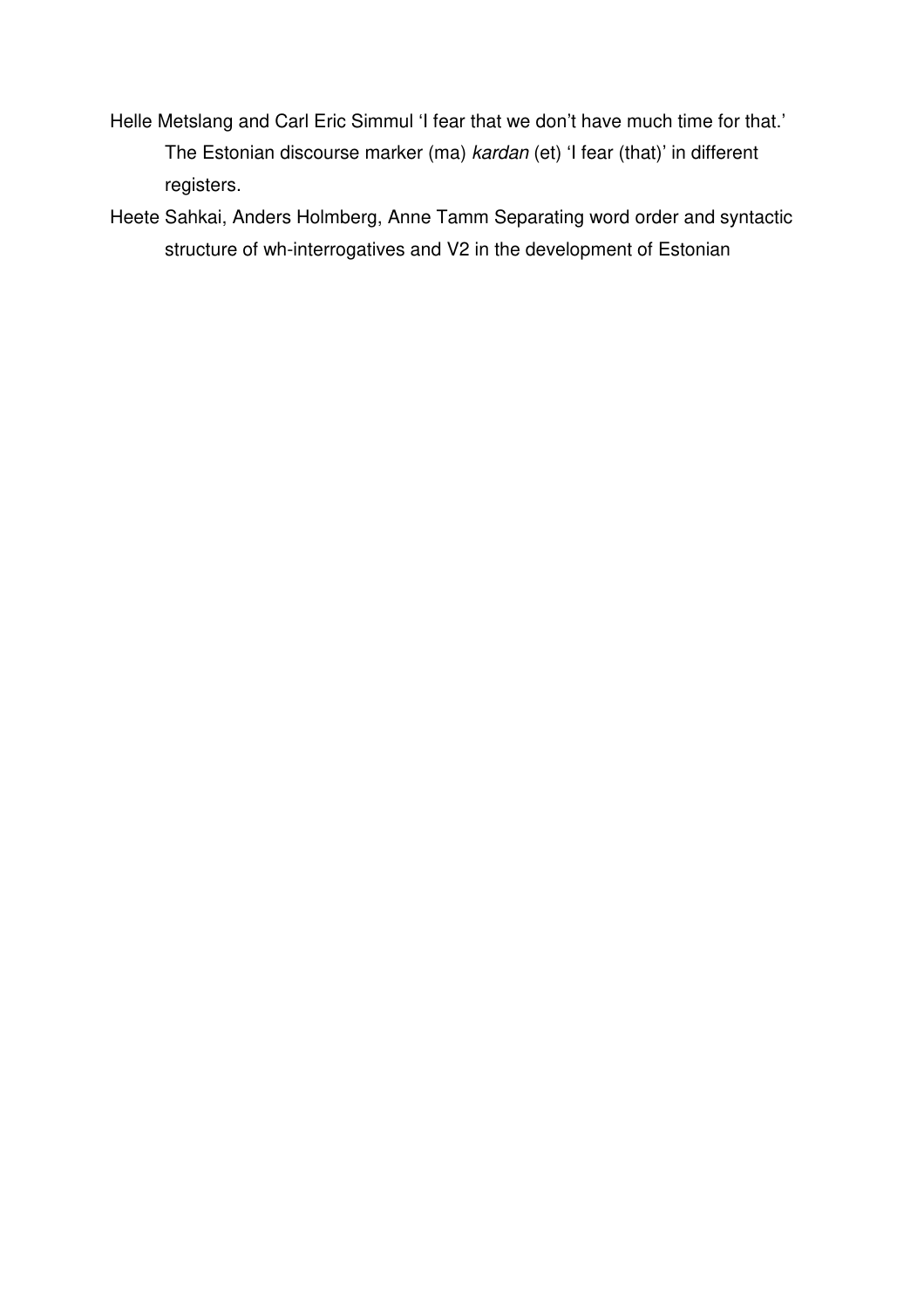Helle Metslang and Carl Eric Simmul 'I fear that we don't have much time for that.' The Estonian discourse marker (ma) *kardan* (et) 'I fear (that)' in different registers.

Heete Sahkai, Anders Holmberg, Anne Tamm Separating word order and syntactic structure of wh-interrogatives and V2 in the development of Estonian